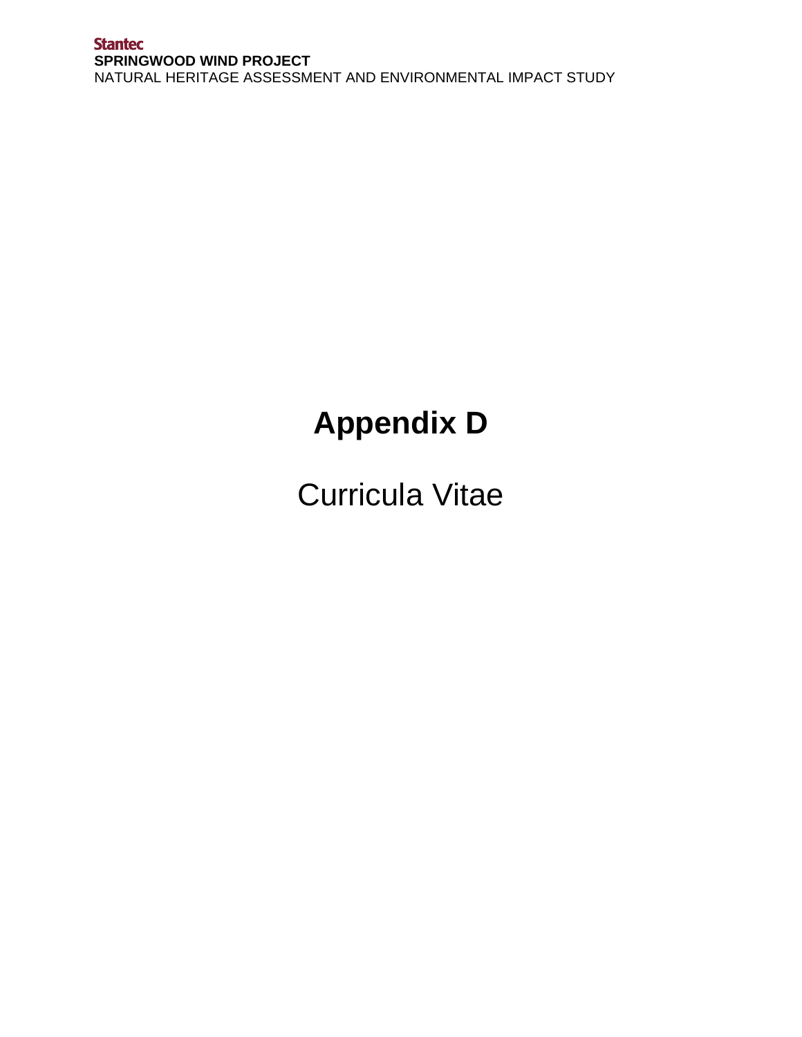# Appendix D

Curricula Vitae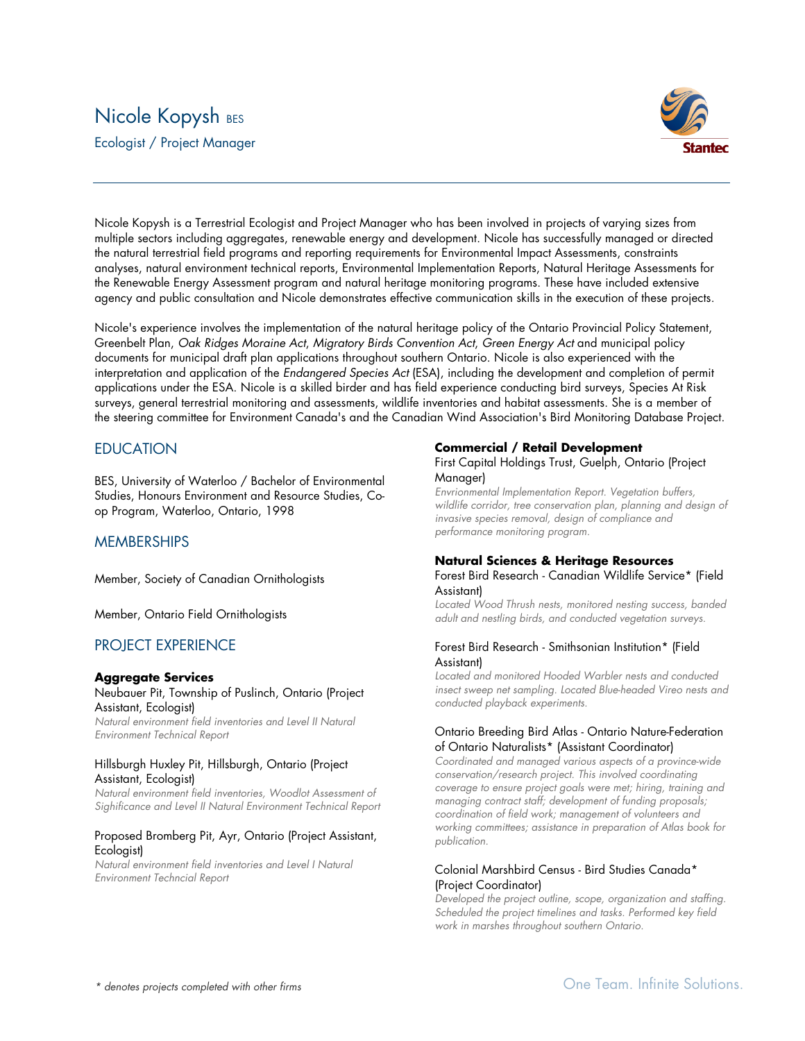# Nicole Kopysh BES

Ecologist / Project Manager

Nicole Kopysh is a Terrestrial Ecologist and Project Manager who has been involved in projects of varying sizes from multiple sectors including aggregates, renewable energy and development. Nicole has successfully managed or directed the natural terrestrial field programs and reporting requirements for Environmental Impact Assessments, constraints analyses, natural environment technical reports, Environmental Implementation Reports, Natural Heritage Assessments for the Renewable Energy Assessment program and natural heritage monitoring programs. These have included extensive agency and public consultation and Nicole demonstrates effective communication skills in the execution of these projects.

Nicole's experience involves the implementation of the natural heritage policy of the Ontario Provincial Policy Statement, Greenbelt Plan, *Oak Ridges Moraine Act*, *Migratory Birds Convention Act*, *Green Energy Act* and municipal policy documents for municipal draft plan applications throughout southern Ontario. Nicole is also experienced with the interpretation and application of the *Endangered Species Act* (ESA), including the development and completion of permit applications under the ESA. Nicole is a skilled birder and has field experience conducting bird surveys, Species At Risk surveys, general terrestrial monitoring and assessments, wildlife inventories and habitat assessments. She is a member of the steering committee for Environment Canada's and the Canadian Wind Association's Bird Monitoring Database Project.

## EDUCATION

BES, University of Waterloo / Bachelor of Environmental Studies, Honours Environment and Resource Studies, Co-op Program, Waterloo, Ontario, 1998

## MEMBERSHIPS

Member, Society of Canadian Ornithologists

Member, Ontario Field Ornithologists

## PROJECT EXPERIENCE

### Aggregate Services

Neubauer Pit, Township of Puslinch, Ontario (Project Assistant, Ecologist)
*Natural environment field inventories and Level II Natural Environment Technical Report*

Hillsburgh Huxley Pit, Hillsburgh, Ontario (Project Assistant, Ecologist)
*Natural environment field inventories, Woodlot Assessment of Sighificance and Level II Natural Environment Technical Report*

Proposed Bromberg Pit, Ayr, Ontario (Project Assistant, Ecologist)
*Natural environment field inventories and Level I Natural Environment Techncial Report*

### Commercial / Retail Development

First Capital Holdings Trust, Guelph, Ontario (Project Manager)
*Envrionmental Implementation Report. Vegetation buffers, wildlife corridor, tree conservation plan, planning and design of invasive species removal, design of compliance and performance monitoring program.*

### Natural Sciences & Heritage Resources

Forest Bird Research - Canadian Wildlife Service* (Field Assistant)
*Located Wood Thrush nests, monitored nesting success, banded adult and nestling birds, and conducted vegetation surveys.*

Forest Bird Research - Smithsonian Institution* (Field Assistant)
*Located and monitored Hooded Warbler nests and conducted insect sweep net sampling. Located Blue-headed Vireo nests and conducted playback experiments.*

Ontario Breeding Bird Atlas - Ontario Nature-Federation of Ontario Naturalists* (Assistant Coordinator)
*Coordinated and managed various aspects of a province-wide conservation/research project. This involved coordinating coverage to ensure project goals were met; hiring, training and managing contract staff; development of funding proposals; coordination of field work; management of volunteers and working committees; assistance in preparation of Atlas book for publication.*

Colonial Marshbird Census - Bird Studies Canada* (Project Coordinator)
*Developed the project outline, scope, organization and staffing. Scheduled the project timelines and tasks. Performed key field work in marshes throughout southern Ontario.*

*\* denotes projects completed with other firms*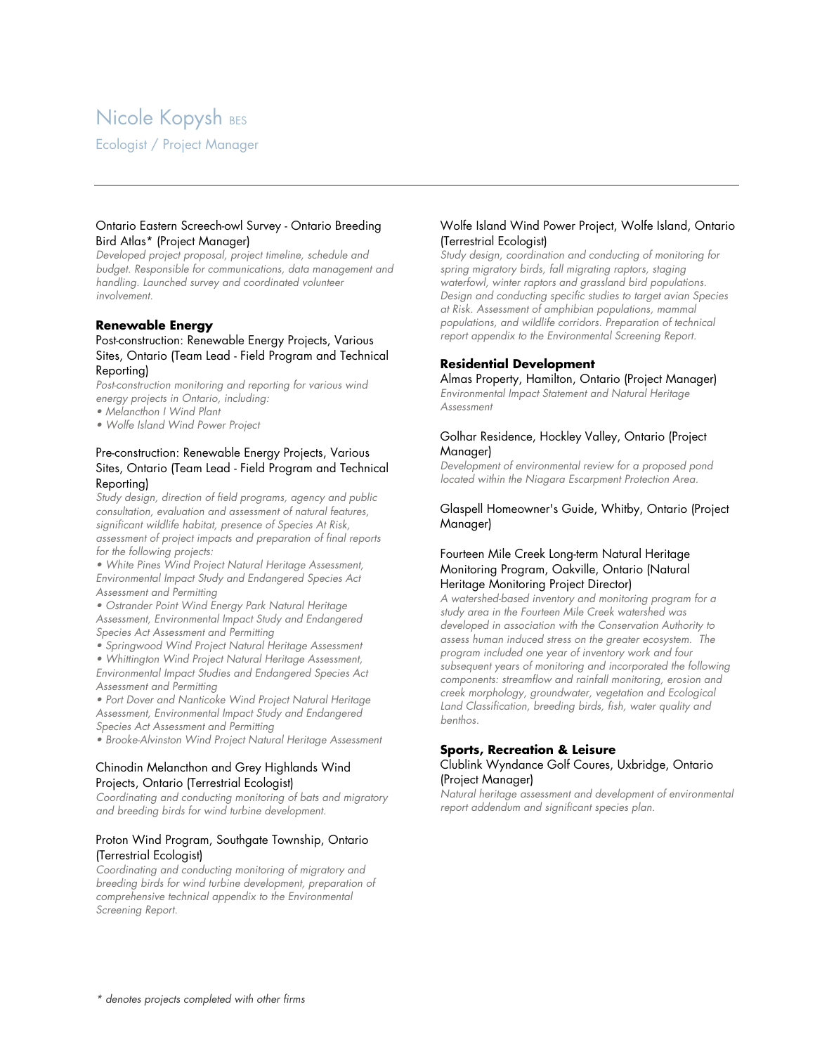# Nicole Kopysh BES

Ecologist / Project Manager

---

Ontario Eastern Screech-owl Survey - Ontario Breeding Bird Atlas* (Project Manager)

*Developed project proposal, project timeline, schedule and budget. Responsible for communications, data management and handling. Launched survey and coordinated volunteer involvement.*

**Renewable Energy**

Post-construction: Renewable Energy Projects, Various Sites, Ontario (Team Lead - Field Program and Technical Reporting)

*Post-construction monitoring and reporting for various wind energy projects in Ontario, including:*

- *Melancthon I Wind Plant*
- *Wolfe Island Wind Power Project*

Pre-construction: Renewable Energy Projects, Various Sites, Ontario (Team Lead - Field Program and Technical Reporting)

*Study design, direction of field programs, agency and public consultation, evaluation and assessment of natural features, significant wildlife habitat, presence of Species At Risk, assessment of project impacts and preparation of final reports for the following projects:*

- *White Pines Wind Project Natural Heritage Assessment, Environmental Impact Study and Endangered Species Act Assessment and Permitting*
- *Ostrander Point Wind Energy Park Natural Heritage Assessment, Environmental Impact Study and Endangered Species Act Assessment and Permitting*
- *Springwood Wind Project Natural Heritage Assessment*
- *Whittington Wind Project Natural Heritage Assessment, Environmental Impact Studies and Endangered Species Act Assessment and Permitting*
- *Port Dover and Nanticoke Wind Project Natural Heritage Assessment, Environmental Impact Study and Endangered Species Act Assessment and Permitting*
- *Brooke-Alvinston Wind Project Natural Heritage Assessment*

Chinodin Melancthon and Grey Highlands Wind Projects, Ontario (Terrestrial Ecologist)

*Coordinating and conducting monitoring of bats and migratory and breeding birds for wind turbine development.*

Proton Wind Program, Southgate Township, Ontario (Terrestrial Ecologist)

*Coordinating and conducting monitoring of migratory and breeding birds for wind turbine development, preparation of comprehensive technical appendix to the Environmental Screening Report.*

Wolfe Island Wind Power Project, Wolfe Island, Ontario (Terrestrial Ecologist)

*Study design, coordination and conducting of monitoring for spring migratory birds, fall migrating raptors, staging waterfowl, winter raptors and grassland bird populations. Design and conducting specific studies to target avian Species at Risk. Assessment of amphibian populations, mammal populations, and wildlife corridors. Preparation of technical report appendix to the Environmental Screening Report.*

**Residential Development**

Almas Property, Hamilton, Ontario (Project Manager)

*Environmental Impact Statement and Natural Heritage Assessment*

Golhar Residence, Hockley Valley, Ontario (Project Manager)

*Development of environmental review for a proposed pond located within the Niagara Escarpment Protection Area.*

Glaspell Homeowner's Guide, Whitby, Ontario (Project Manager)

Fourteen Mile Creek Long-term Natural Heritage Monitoring Program, Oakville, Ontario (Natural Heritage Monitoring Project Director)

*A watershed-based inventory and monitoring program for a study area in the Fourteen Mile Creek watershed was developed in association with the Conservation Authority to assess human induced stress on the greater ecosystem. The program included one year of inventory work and four subsequent years of monitoring and incorporated the following components: streamflow and rainfall monitoring, erosion and creek morphology, groundwater, vegetation and Ecological Land Classification, breeding birds, fish, water quality and benthos.*

**Sports, Recreation & Leisure**

Clublink Wyndance Golf Coures, Uxbridge, Ontario (Project Manager)

*Natural heritage assessment and development of environmental report addendum and significant species plan.*

*\* denotes projects completed with other firms*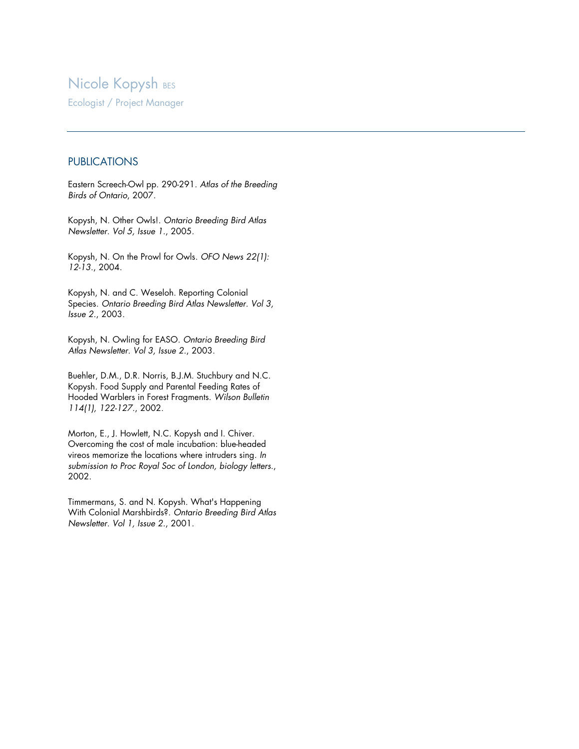# Nicole Kopysh BES

Ecologist / Project Manager

## PUBLICATIONS

Eastern Screech-Owl pp. 290-291. *Atlas of the Breeding Birds of Ontario*, 2007.

Kopysh, N. Other Owls!. *Ontario Breeding Bird Atlas Newsletter. Vol 5, Issue 1.*, 2005.

Kopysh, N. On the Prowl for Owls. *OFO News 22(1): 12-13.*, 2004.

Kopysh, N. and C. Weseloh. Reporting Colonial Species. *Ontario Breeding Bird Atlas Newsletter. Vol 3, Issue 2.*, 2003.

Kopysh, N. Owling for EASO. *Ontario Breeding Bird Atlas Newsletter. Vol 3, Issue 2.*, 2003.

Buehler, D.M., D.R. Norris, B.J.M. Stuchbury and N.C. Kopysh. Food Supply and Parental Feeding Rates of Hooded Warblers in Forest Fragments. *Wilson Bulletin 114(1), 122-127.*, 2002.

Morton, E., J. Howlett, N.C. Kopysh and I. Chiver. Overcoming the cost of male incubation: blue-headed vireos memorize the locations where intruders sing. *In submission to Proc Royal Soc of London, biology letters.*, 2002.

Timmermans, S. and N. Kopysh. What's Happening With Colonial Marshbirds?. *Ontario Breeding Bird Atlas Newsletter. Vol 1, Issue 2.*, 2001.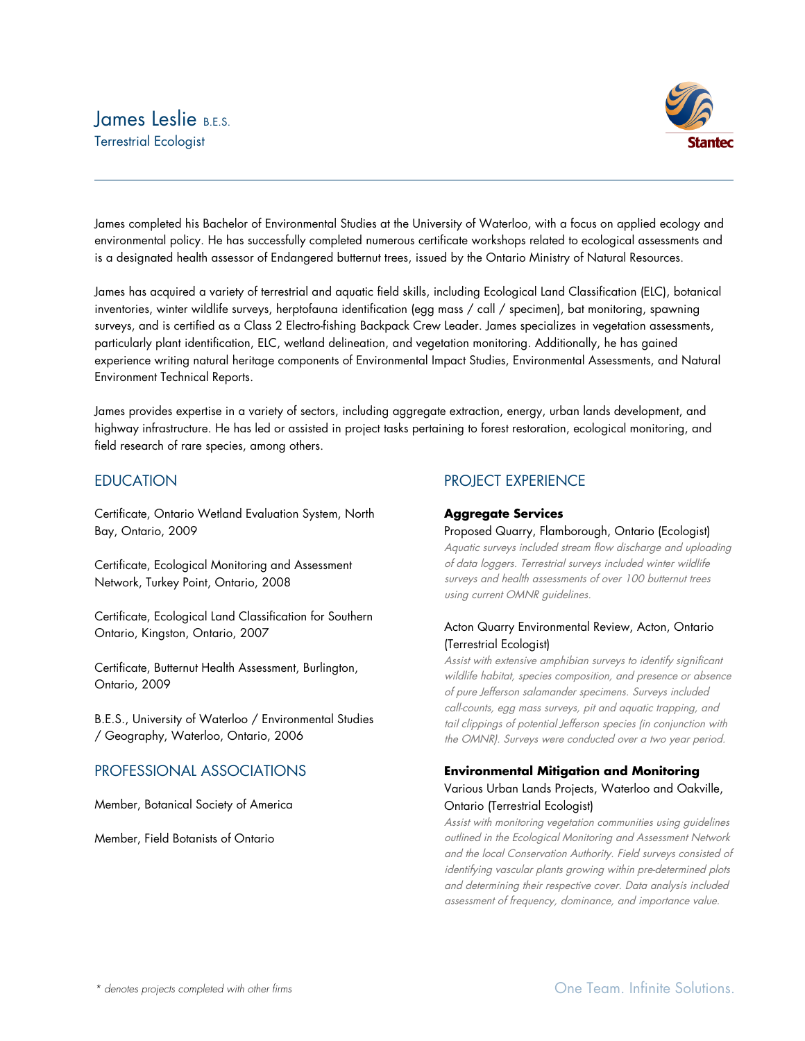# James Leslie B.E.S.

Terrestrial Ecologist

James completed his Bachelor of Environmental Studies at the University of Waterloo, with a focus on applied ecology and environmental policy. He has successfully completed numerous certificate workshops related to ecological assessments and is a designated health assessor of Endangered butternut trees, issued by the Ontario Ministry of Natural Resources.

James has acquired a variety of terrestrial and aquatic field skills, including Ecological Land Classification (ELC), botanical inventories, winter wildlife surveys, herptofauna identification (egg mass / call / specimen), bat monitoring, spawning surveys, and is certified as a Class 2 Electro-fishing Backpack Crew Leader. James specializes in vegetation assessments, particularly plant identification, ELC, wetland delineation, and vegetation monitoring. Additionally, he has gained experience writing natural heritage components of Environmental Impact Studies, Environmental Assessments, and Natural Environment Technical Reports.

James provides expertise in a variety of sectors, including aggregate extraction, energy, urban lands development, and highway infrastructure. He has led or assisted in project tasks pertaining to forest restoration, ecological monitoring, and field research of rare species, among others.

## EDUCATION

Certificate, Ontario Wetland Evaluation System, North Bay, Ontario, 2009

Certificate, Ecological Monitoring and Assessment Network, Turkey Point, Ontario, 2008

Certificate, Ecological Land Classification for Southern Ontario, Kingston, Ontario, 2007

Certificate, Butternut Health Assessment, Burlington, Ontario, 2009

B.E.S., University of Waterloo / Environmental Studies / Geography, Waterloo, Ontario, 2006

## PROFESSIONAL ASSOCIATIONS

Member, Botanical Society of America

Member, Field Botanists of Ontario

## PROJECT EXPERIENCE

**Aggregate Services**

Proposed Quarry, Flamborough, Ontario (Ecologist)

*Aquatic surveys included stream flow discharge and uploading of data loggers. Terrestrial surveys included winter wildlife surveys and health assessments of over 100 butternut trees using current OMNR guidelines.*

Acton Quarry Environmental Review, Acton, Ontario (Terrestrial Ecologist)

*Assist with extensive amphibian surveys to identify significant wildlife habitat, species composition, and presence or absence of pure Jefferson salamander specimens. Surveys included call-counts, egg mass surveys, pit and aquatic trapping, and tail clippings of potential Jefferson species (in conjunction with the OMNR). Surveys were conducted over a two year period.*

**Environmental Mitigation and Monitoring**

Various Urban Lands Projects, Waterloo and Oakville, Ontario (Terrestrial Ecologist)

*Assist with monitoring vegetation communities using guidelines outlined in the Ecological Monitoring and Assessment Network and the local Conservation Authority. Field surveys consisted of identifying vascular plants growing within pre-determined plots and determining their respective cover. Data analysis included assessment of frequency, dominance, and importance value.*

*\* denotes projects completed with other firms*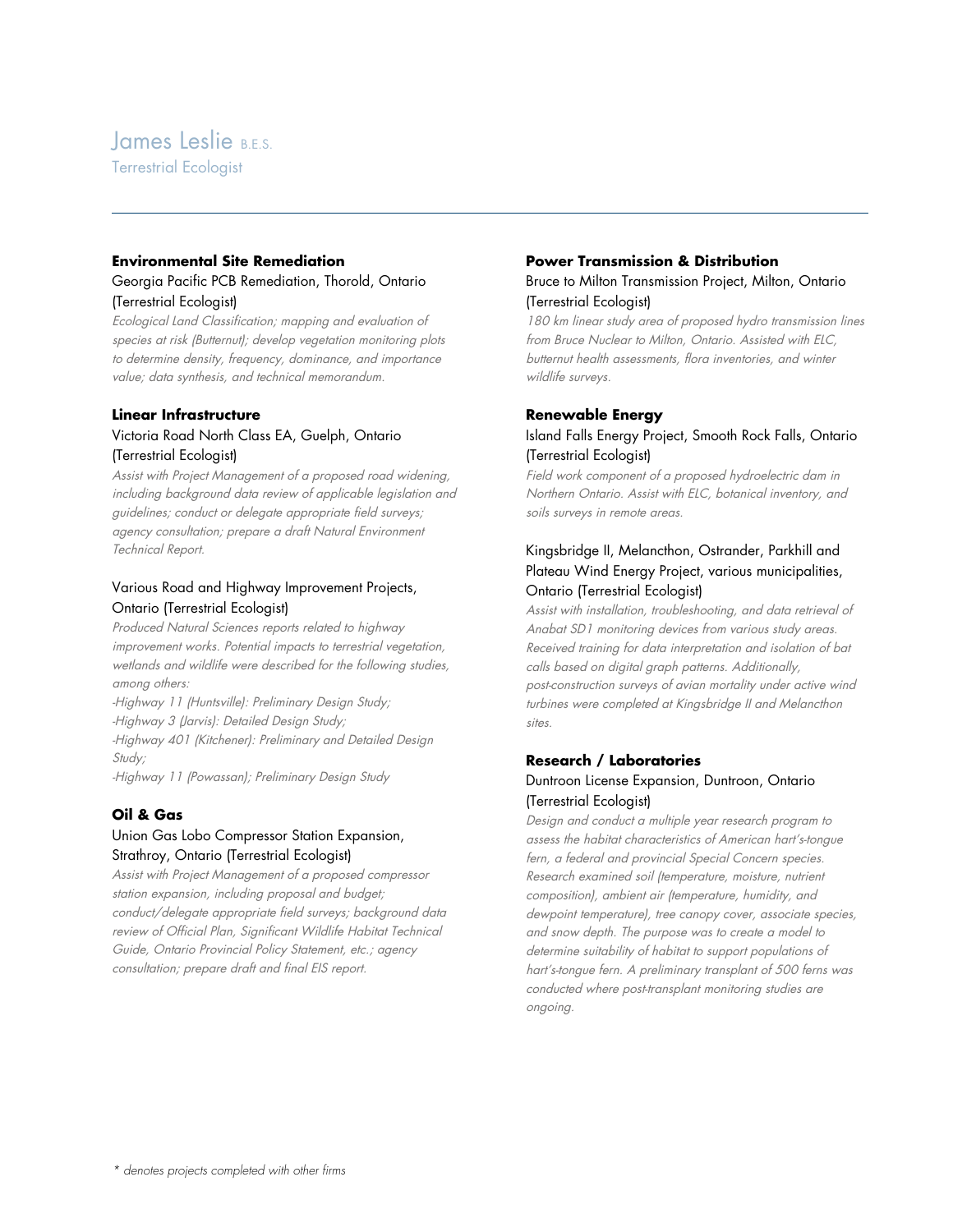# James Leslie B.E.S.

Terrestrial Ecologist

---

### Environmental Site Remediation

Georgia Pacific PCB Remediation, Thorold, Ontario (Terrestrial Ecologist)

*Ecological Land Classification; mapping and evaluation of species at risk (Butternut); develop vegetation monitoring plots to determine density, frequency, dominance, and importance value; data synthesis, and technical memorandum.*

### Linear Infrastructure

Victoria Road North Class EA, Guelph, Ontario (Terrestrial Ecologist)

*Assist with Project Management of a proposed road widening, including background data review of applicable legislation and guidelines; conduct or delegate appropriate field surveys; agency consultation; prepare a draft Natural Environment Technical Report.*

Various Road and Highway Improvement Projects, Ontario (Terrestrial Ecologist)

*Produced Natural Sciences reports related to highway improvement works. Potential impacts to terrestrial vegetation, wetlands and wildlife were described for the following studies, among others:*

*-Highway 11 (Huntsville): Preliminary Design Study;*
*-Highway 3 (Jarvis): Detailed Design Study;*
*-Highway 401 (Kitchener): Preliminary and Detailed Design Study;*
*-Highway 11 (Powassan); Preliminary Design Study*

### Oil & Gas

Union Gas Lobo Compressor Station Expansion, Strathroy, Ontario (Terrestrial Ecologist)

*Assist with Project Management of a proposed compressor station expansion, including proposal and budget; conduct/delegate appropriate field surveys; background data review of Official Plan, Significant Wildlife Habitat Technical Guide, Ontario Provincial Policy Statement, etc.; agency consultation; prepare draft and final EIS report.*

### Power Transmission & Distribution

Bruce to Milton Transmission Project, Milton, Ontario (Terrestrial Ecologist)

*180 km linear study area of proposed hydro transmission lines from Bruce Nuclear to Milton, Ontario. Assisted with ELC, butternut health assessments, flora inventories, and winter wildlife surveys.*

### Renewable Energy

Island Falls Energy Project, Smooth Rock Falls, Ontario (Terrestrial Ecologist)

*Field work component of a proposed hydroelectric dam in Northern Ontario. Assist with ELC, botanical inventory, and soils surveys in remote areas.*

Kingsbridge II, Melancthon, Ostrander, Parkhill and Plateau Wind Energy Project, various municipalities, Ontario (Terrestrial Ecologist)

*Assist with installation, troubleshooting, and data retrieval of Anabat SD1 monitoring devices from various study areas. Received training for data interpretation and isolation of bat calls based on digital graph patterns. Additionally, post-construction surveys of avian mortality under active wind turbines were completed at Kingsbridge II and Melancthon sites.*

### Research / Laboratories

Duntroon License Expansion, Duntroon, Ontario (Terrestrial Ecologist)

*Design and conduct a multiple year research program to assess the habitat characteristics of American hart's-tongue fern, a federal and provincial Special Concern species. Research examined soil (temperature, moisture, nutrient composition), ambient air (temperature, humidity, and dewpoint temperature), tree canopy cover, associate species, and snow depth. The purpose was to create a model to determine suitability of habitat to support populations of hart's-tongue fern. A preliminary transplant of 500 ferns was conducted where post-transplant monitoring studies are ongoing.*

*\* denotes projects completed with other firms*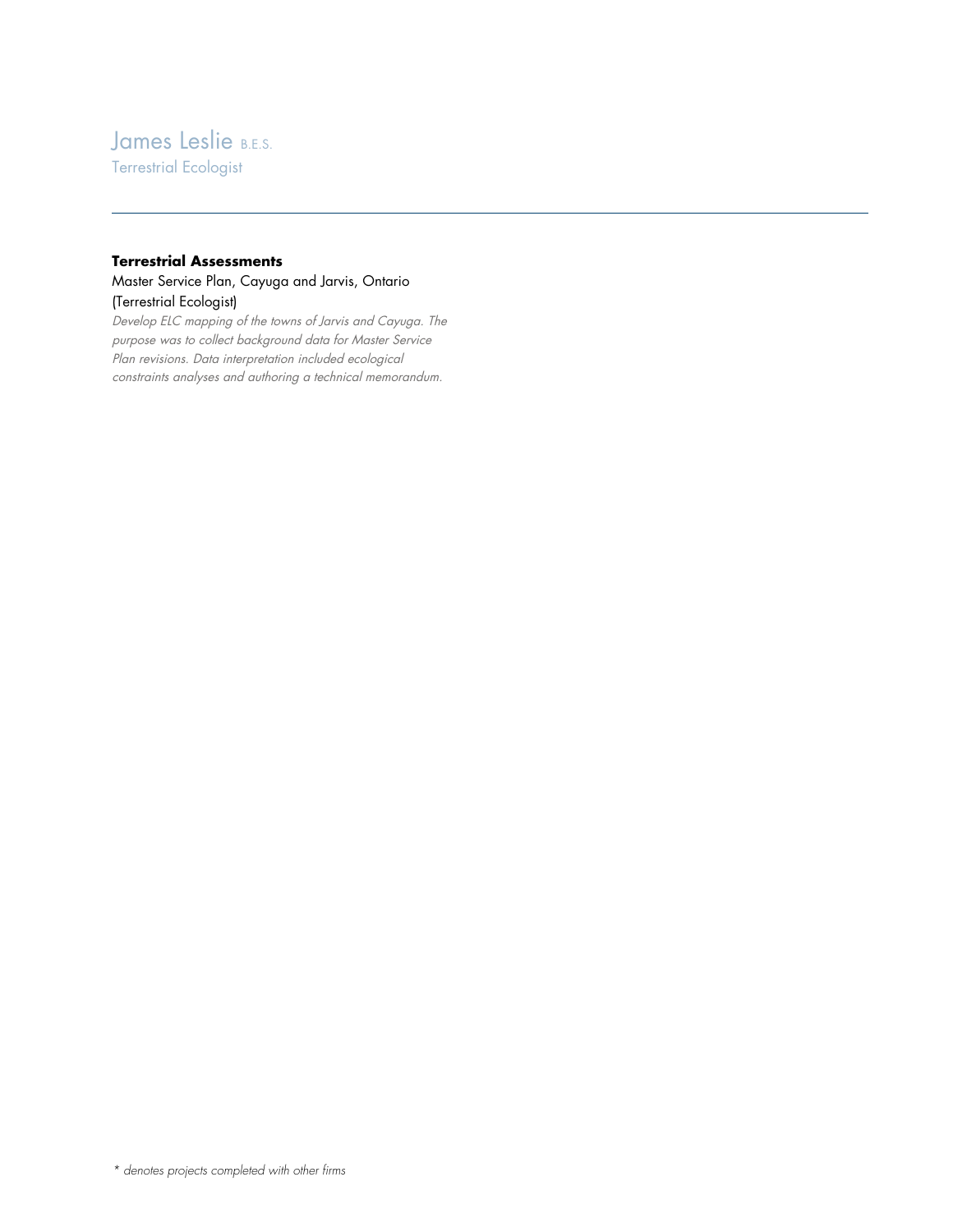# James Leslie B.E.S.

Terrestrial Ecologist

---

**Terrestrial Assessments**

Master Service Plan, Cayuga and Jarvis, Ontario
(Terrestrial Ecologist)

*Develop ELC mapping of the towns of Jarvis and Cayuga. The purpose was to collect background data for Master Service Plan revisions. Data interpretation included ecological constraints analyses and authoring a technical memorandum.*

*\* denotes projects completed with other firms*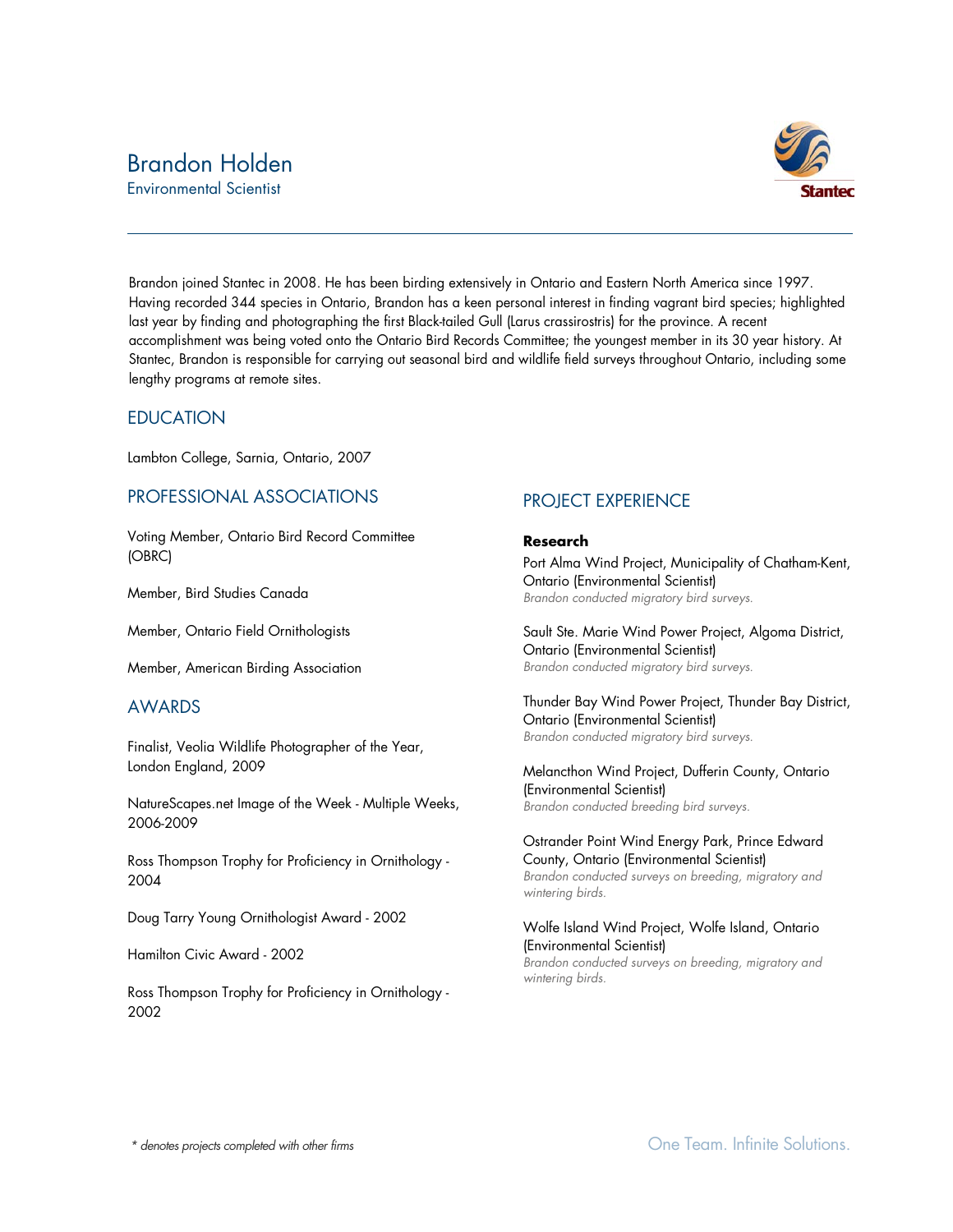# Brandon Holden

Environmental Scientist

Brandon joined Stantec in 2008. He has been birding extensively in Ontario and Eastern North America since 1997. Having recorded 344 species in Ontario, Brandon has a keen personal interest in finding vagrant bird species; highlighted last year by finding and photographing the first Black-tailed Gull (Larus crassirostris) for the province. A recent accomplishment was being voted onto the Ontario Bird Records Committee; the youngest member in its 30 year history. At Stantec, Brandon is responsible for carrying out seasonal bird and wildlife field surveys throughout Ontario, including some lengthy programs at remote sites.

## EDUCATION

Lambton College, Sarnia, Ontario, 2007

## PROFESSIONAL ASSOCIATIONS

Voting Member, Ontario Bird Record Committee (OBRC)

Member, Bird Studies Canada

Member, Ontario Field Ornithologists

Member, American Birding Association

## AWARDS

Finalist, Veolia Wildlife Photographer of the Year, London England, 2009

NatureScapes.net Image of the Week - Multiple Weeks, 2006-2009

Ross Thompson Trophy for Proficiency in Ornithology - 2004

Doug Tarry Young Ornithologist Award - 2002

Hamilton Civic Award - 2002

Ross Thompson Trophy for Proficiency in Ornithology - 2002

## PROJECT EXPERIENCE

**Research**

Port Alma Wind Project, Municipality of Chatham-Kent, Ontario (Environmental Scientist)
*Brandon conducted migratory bird surveys.*

Sault Ste. Marie Wind Power Project, Algoma District, Ontario (Environmental Scientist)
*Brandon conducted migratory bird surveys.*

Thunder Bay Wind Power Project, Thunder Bay District, Ontario (Environmental Scientist)
*Brandon conducted migratory bird surveys.*

Melancthon Wind Project, Dufferin County, Ontario (Environmental Scientist)
*Brandon conducted breeding bird surveys.*

Ostrander Point Wind Energy Park, Prince Edward County, Ontario (Environmental Scientist)
*Brandon conducted surveys on breeding, migratory and wintering birds.*

Wolfe Island Wind Project, Wolfe Island, Ontario (Environmental Scientist)
*Brandon conducted surveys on breeding, migratory and wintering birds.*

*\* denotes projects completed with other firms*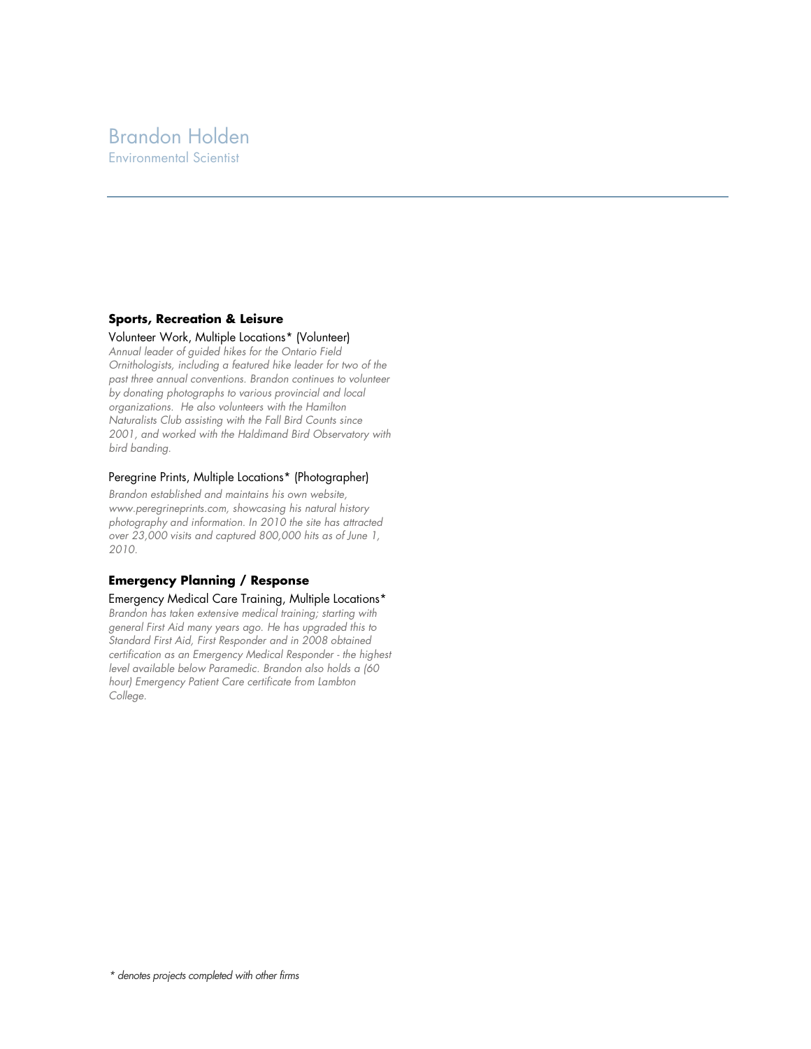# Brandon Holden

Environmental Scientist

---

### Sports, Recreation & Leisure

Volunteer Work, Multiple Locations* (Volunteer)

*Annual leader of guided hikes for the Ontario Field Ornithologists, including a featured hike leader for two of the past three annual conventions. Brandon continues to volunteer by donating photographs to various provincial and local organizations. He also volunteers with the Hamilton Naturalists Club assisting with the Fall Bird Counts since 2001, and worked with the Haldimand Bird Observatory with bird banding.*

Peregrine Prints, Multiple Locations* (Photographer)

*Brandon established and maintains his own website, www.peregrineprints.com, showcasing his natural history photography and information. In 2010 the site has attracted over 23,000 visits and captured 800,000 hits as of June 1, 2010.*

### Emergency Planning / Response

Emergency Medical Care Training, Multiple Locations*

*Brandon has taken extensive medical training; starting with general First Aid many years ago. He has upgraded this to Standard First Aid, First Responder and in 2008 obtained certification as an Emergency Medical Responder - the highest level available below Paramedic. Brandon also holds a (60 hour) Emergency Patient Care certificate from Lambton College.*

*\* denotes projects completed with other firms*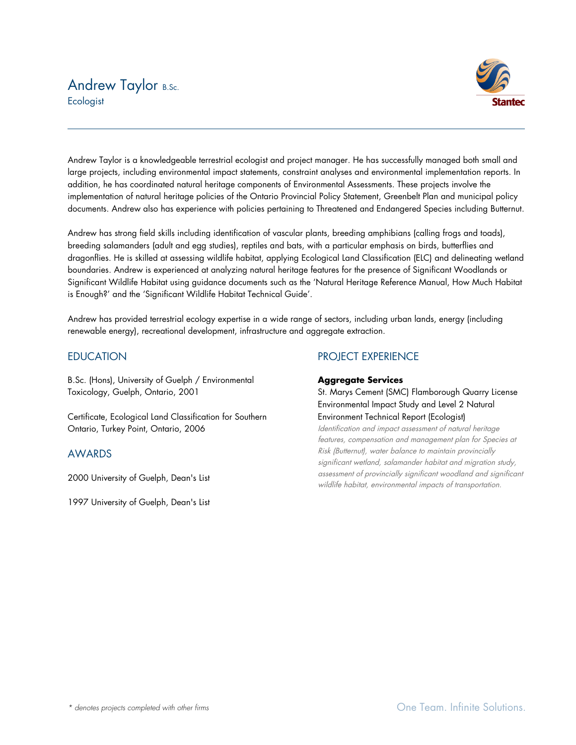# Andrew Taylor B.Sc.
Ecologist

Andrew Taylor is a knowledgeable terrestrial ecologist and project manager. He has successfully managed both small and large projects, including environmental impact statements, constraint analyses and environmental implementation reports. In addition, he has coordinated natural heritage components of Environmental Assessments. These projects involve the implementation of natural heritage policies of the Ontario Provincial Policy Statement, Greenbelt Plan and municipal policy documents. Andrew also has experience with policies pertaining to Threatened and Endangered Species including Butternut.

Andrew has strong field skills including identification of vascular plants, breeding amphibians (calling frogs and toads), breeding salamanders (adult and egg studies), reptiles and bats, with a particular emphasis on birds, butterflies and dragonflies. He is skilled at assessing wildlife habitat, applying Ecological Land Classification (ELC) and delineating wetland boundaries. Andrew is experienced at analyzing natural heritage features for the presence of Significant Woodlands or Significant Wildlife Habitat using guidance documents such as the 'Natural Heritage Reference Manual, How Much Habitat is Enough?' and the 'Significant Wildlife Habitat Technical Guide'.

Andrew has provided terrestrial ecology expertise in a wide range of sectors, including urban lands, energy (including renewable energy), recreational development, infrastructure and aggregate extraction.

## EDUCATION

B.Sc. (Hons), University of Guelph / Environmental Toxicology, Guelph, Ontario, 2001

Certificate, Ecological Land Classification for Southern Ontario, Turkey Point, Ontario, 2006

## AWARDS

2000 University of Guelph, Dean's List

1997 University of Guelph, Dean's List

## PROJECT EXPERIENCE

**Aggregate Services**

St. Marys Cement (SMC) Flamborough Quarry License Environmental Impact Study and Level 2 Natural Environment Technical Report (Ecologist)

*Identification and impact assessment of natural heritage features, compensation and management plan for Species at Risk (Butternut), water balance to maintain provincially significant wetland, salamander habitat and migration study, assessment of provincially significant woodland and significant wildlife habitat, environmental impacts of transportation.*

*\* denotes projects completed with other firms*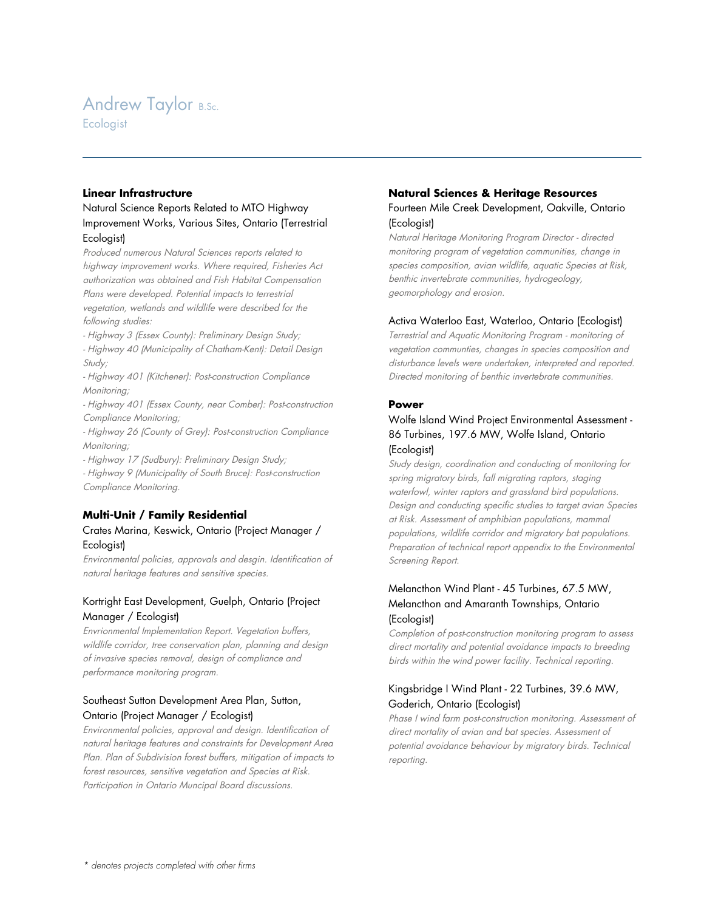# Andrew Taylor B.Sc.

Ecologist

---

### Linear Infrastructure

Natural Science Reports Related to MTO Highway Improvement Works, Various Sites, Ontario (Terrestrial Ecologist)

*Produced numerous Natural Sciences reports related to highway improvement works. Where required, Fisheries Act authorization was obtained and Fish Habitat Compensation Plans were developed. Potential impacts to terrestrial vegetation, wetlands and wildlife were described for the following studies:*

*- Highway 3 (Essex County): Preliminary Design Study;*
*- Highway 40 (Municipality of Chatham-Kent): Detail Design Study;*
*- Highway 401 (Kitchener): Post-construction Compliance Monitoring;*
*- Highway 401 (Essex County, near Comber): Post-construction Compliance Monitoring;*
*- Highway 26 (County of Grey): Post-construction Compliance Monitoring;*
*- Highway 17 (Sudbury): Preliminary Design Study;*
*- Highway 9 (Municipality of South Bruce): Post-construction Compliance Monitoring.*

### Multi-Unit / Family Residential

Crates Marina, Keswick, Ontario (Project Manager / Ecologist)

*Environmental policies, approvals and desgin. Identification of natural heritage features and sensitive species.*

Kortright East Development, Guelph, Ontario (Project Manager / Ecologist)

*Envrionmental Implementation Report. Vegetation buffers, wildlife corridor, tree conservation plan, planning and design of invasive species removal, design of compliance and performance monitoring program.*

Southeast Sutton Development Area Plan, Sutton, Ontario (Project Manager / Ecologist)

*Environmental policies, approval and design. Identification of natural heritage features and constraints for Development Area Plan. Plan of Subdivision forest buffers, mitigation of impacts to forest resources, sensitive vegetation and Species at Risk. Participation in Ontario Muncipal Board discussions.*

### Natural Sciences & Heritage Resources

Fourteen Mile Creek Development, Oakville, Ontario (Ecologist)

*Natural Heritage Monitoring Program Director - directed monitoring program of vegetation communities, change in species composition, avian wildlife, aquatic Species at Risk, benthic invertebrate communities, hydrogeology, geomorphology and erosion.*

Activa Waterloo East, Waterloo, Ontario (Ecologist)

*Terrestrial and Aquatic Monitoring Program - monitoring of vegetation communties, changes in species composition and disturbance levels were undertaken, interpreted and reported. Directed monitoring of benthic invertebrate communities.*

### Power

Wolfe Island Wind Project Environmental Assessment - 86 Turbines, 197.6 MW, Wolfe Island, Ontario (Ecologist)

*Study design, coordination and conducting of monitoring for spring migratory birds, fall migrating raptors, staging waterfowl, winter raptors and grassland bird populations. Design and conducting specific studies to target avian Species at Risk. Assessment of amphibian populations, mammal populations, wildlife corridor and migratory bat populations. Preparation of technical report appendix to the Environmental Screening Report.*

Melancthon Wind Plant - 45 Turbines, 67.5 MW, Melancthon and Amaranth Townships, Ontario (Ecologist)

*Completion of post-construction monitoring program to assess direct mortality and potential avoidance impacts to breeding birds within the wind power facility. Technical reporting.*

Kingsbridge I Wind Plant - 22 Turbines, 39.6 MW, Goderich, Ontario (Ecologist)

*Phase I wind farm post-construction monitoring. Assessment of direct mortality of avian and bat species. Assessment of potential avoidance behaviour by migratory birds. Technical reporting.*

*\* denotes projects completed with other firms*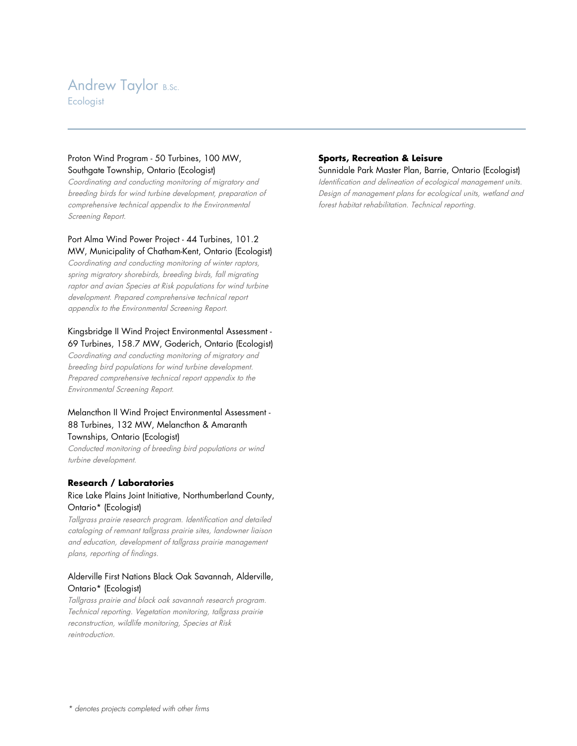# Andrew Taylor B.Sc.

Ecologist

---

Proton Wind Program - 50 Turbines, 100 MW, Southgate Township, Ontario (Ecologist)

*Coordinating and conducting monitoring of migratory and breeding birds for wind turbine development, preparation of comprehensive technical appendix to the Environmental Screening Report.*

Port Alma Wind Power Project - 44 Turbines, 101.2 MW, Municipality of Chatham-Kent, Ontario (Ecologist)

*Coordinating and conducting monitoring of winter raptors, spring migratory shorebirds, breeding birds, fall migrating raptor and avian Species at Risk populations for wind turbine development. Prepared comprehensive technical report appendix to the Environmental Screening Report.*

Kingsbridge II Wind Project Environmental Assessment - 69 Turbines, 158.7 MW, Goderich, Ontario (Ecologist)

*Coordinating and conducting monitoring of migratory and breeding bird populations for wind turbine development. Prepared comprehensive technical report appendix to the Environmental Screening Report.*

Melancthon II Wind Project Environmental Assessment - 88 Turbines, 132 MW, Melancthon & Amaranth Townships, Ontario (Ecologist)

*Conducted monitoring of breeding bird populations or wind turbine development.*

**Research / Laboratories**

Rice Lake Plains Joint Initiative, Northumberland County, Ontario* (Ecologist)

*Tallgrass prairie research program. Identification and detailed cataloging of remnant tallgrass prairie sites, landowner liaison and education, development of tallgrass prairie management plans, reporting of findings.*

Alderville First Nations Black Oak Savannah, Alderville, Ontario* (Ecologist)

*Tallgrass prairie and black oak savannah research program. Technical reporting. Vegetation monitoring, tallgrass prairie reconstruction, wildlife monitoring, Species at Risk reintroduction.*

**Sports, Recreation & Leisure**

Sunnidale Park Master Plan, Barrie, Ontario (Ecologist)

*Identification and delineation of ecological management units. Design of management plans for ecological units, wetland and forest habitat rehabilitation. Technical reporting.*

*\* denotes projects completed with other firms*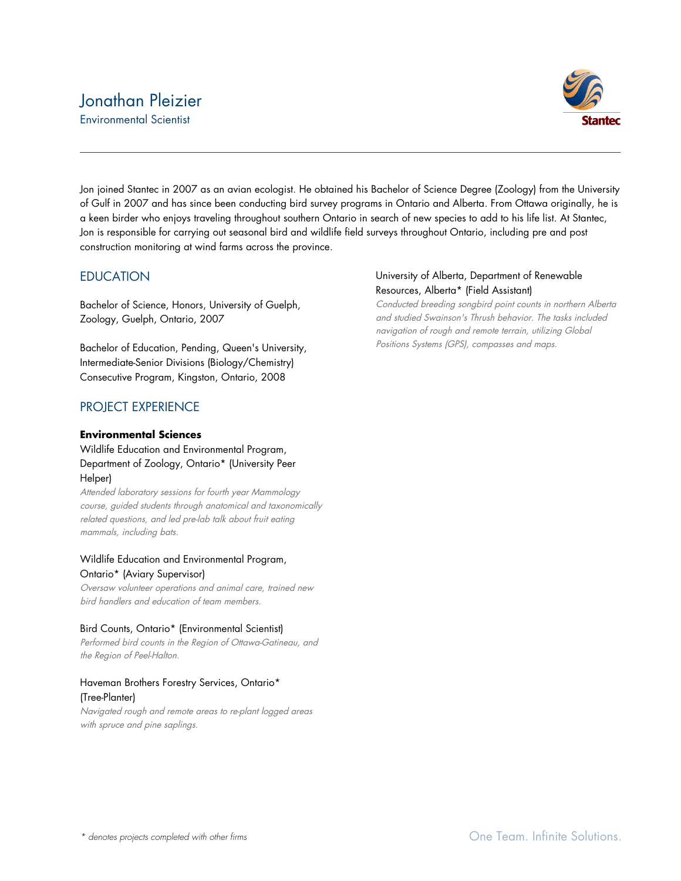# Jonathan Pleizier

Environmental Scientist

Jon joined Stantec in 2007 as an avian ecologist. He obtained his Bachelor of Science Degree (Zoology) from the University of Gulf in 2007 and has since been conducting bird survey programs in Ontario and Alberta. From Ottawa originally, he is a keen birder who enjoys traveling throughout southern Ontario in search of new species to add to his life list. At Stantec, Jon is responsible for carrying out seasonal bird and wildlife field surveys throughout Ontario, including pre and post construction monitoring at wind farms across the province.

## EDUCATION

Bachelor of Science, Honors, University of Guelph, Zoology, Guelph, Ontario, 2007

Bachelor of Education, Pending, Queen's University, Intermediate-Senior Divisions (Biology/Chemistry) Consecutive Program, Kingston, Ontario, 2008

## PROJECT EXPERIENCE

**Environmental Sciences**

Wildlife Education and Environmental Program, Department of Zoology, Ontario* (University Peer Helper)
*Attended laboratory sessions for fourth year Mammology course, guided students through anatomical and taxonomically related questions, and led pre-lab talk about fruit eating mammals, including bats.*

Wildlife Education and Environmental Program, Ontario* (Aviary Supervisor)
*Oversaw volunteer operations and animal care, trained new bird handlers and education of team members.*

Bird Counts, Ontario* (Environmental Scientist)
*Performed bird counts in the Region of Ottawa-Gatineau, and the Region of Peel-Halton.*

Haveman Brothers Forestry Services, Ontario* (Tree-Planter)
*Navigated rough and remote areas to re-plant logged areas with spruce and pine saplings.*

University of Alberta, Department of Renewable Resources, Alberta* (Field Assistant)
*Conducted breeding songbird point counts in northern Alberta and studied Swainson's Thrush behavior. The tasks included navigation of rough and remote terrain, utilizing Global Positions Systems (GPS), compasses and maps.*

*\* denotes projects completed with other firms*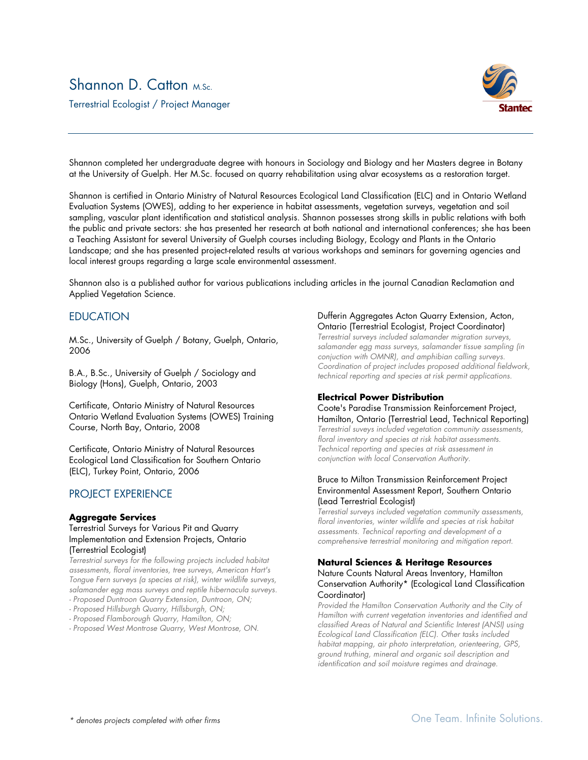# Shannon D. Catton M.Sc.

Terrestrial Ecologist / Project Manager

Shannon completed her undergraduate degree with honours in Sociology and Biology and her Masters degree in Botany at the University of Guelph. Her M.Sc. focused on quarry rehabilitation using alvar ecosystems as a restoration target.

Shannon is certified in Ontario Ministry of Natural Resources Ecological Land Classification (ELC) and in Ontario Wetland Evaluation Systems (OWES), adding to her experience in habitat assessments, vegetation surveys, vegetation and soil sampling, vascular plant identification and statistical analysis. Shannon possesses strong skills in public relations with both the public and private sectors: she has presented her research at both national and international conferences; she has been a Teaching Assistant for several University of Guelph courses including Biology, Ecology and Plants in the Ontario Landscape; and she has presented project-related results at various workshops and seminars for governing agencies and local interest groups regarding a large scale environmental assessment.

Shannon also is a published author for various publications including articles in the journal Canadian Reclamation and Applied Vegetation Science.

## EDUCATION

M.Sc., University of Guelph / Botany, Guelph, Ontario, 2006

B.A., B.Sc., University of Guelph / Sociology and Biology (Hons), Guelph, Ontario, 2003

Certificate, Ontario Ministry of Natural Resources Ontario Wetland Evaluation Systems (OWES) Training Course, North Bay, Ontario, 2008

Certificate, Ontario Ministry of Natural Resources Ecological Land Classification for Southern Ontario (ELC), Turkey Point, Ontario, 2006

## PROJECT EXPERIENCE

### Aggregate Services

Terrestrial Surveys for Various Pit and Quarry Implementation and Extension Projects, Ontario (Terrestrial Ecologist)

*Terrestrial surveys for the following projects included habitat assessments, floral inventories, tree surveys, American Hart's Tongue Fern surveys (a species at risk), winter wildlife surveys, salamander egg mass surveys and reptile hibernacula surveys.*

- *Proposed Duntroon Quarry Extension, Duntroon, ON;*
- *Proposed Hillsburgh Quarry, Hillsburgh, ON;*
- *Proposed Flamborough Quarry, Hamilton, ON;*
- *Proposed West Montrose Quarry, West Montrose, ON.*

Dufferin Aggregates Acton Quarry Extension, Acton, Ontario (Terrestrial Ecologist, Project Coordinator)

*Terrestrial surveys included salamander migration surveys, salamander egg mass surveys, salamander tissue sampling (in conjuction with OMNR), and amphibian calling surveys. Coordination of project includes proposed additional fieldwork, technical reporting and species at risk permit applications.*

### Electrical Power Distribution

Coote's Paradise Transmission Reinforcement Project, Hamilton, Ontario (Terrestrial Lead, Technical Reporting)

*Terrestrial surveys included vegetation community assessments, floral inventory and species at risk habitat assessments. Technical reporting and species at risk assessment in conjunction with local Conservation Authority.*

Bruce to Milton Transmission Reinforcement Project Environmental Assessment Report, Southern Ontario (Lead Terrestrial Ecologist)

*Terrestial surveys included vegetation community assessments, floral inventories, winter wildlife and species at risk habitat assessments. Technical reporting and development of a comprehensive terrestrial monitoring and mitigation report.*

### Natural Sciences & Heritage Resources

Nature Counts Natural Areas Inventory, Hamilton Conservation Authority* (Ecological Land Classification Coordinator)

*Provided the Hamilton Conservation Authority and the City of Hamilton with current vegetation inventories and identified and classified Areas of Natural and Scientific Interest (ANSI) using Ecological Land Classification (ELC). Other tasks included habitat mapping, air photo interpretation, orienteering, GPS, ground truthing, mineral and organic soil description and identification and soil moisture regimes and drainage.*

*\* denotes projects completed with other firms*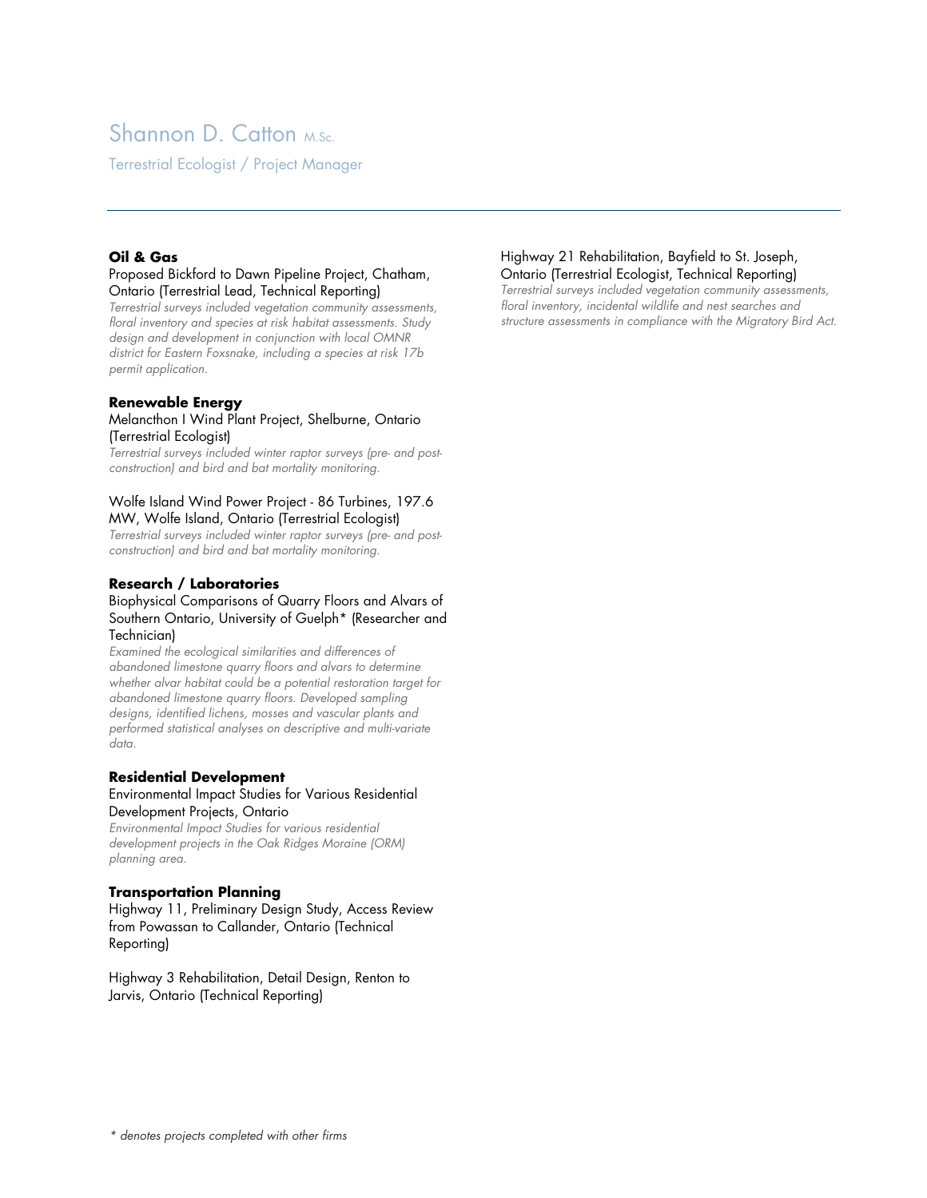# Shannon D. Catton M.Sc.

Terrestrial Ecologist / Project Manager

---

**Oil & Gas**

Proposed Bickford to Dawn Pipeline Project, Chatham, Ontario (Terrestrial Lead, Technical Reporting)

*Terrestrial surveys included vegetation community assessments, floral inventory and species at risk habitat assessments. Study design and development in conjunction with local OMNR district for Eastern Foxsnake, including a species at risk 17b permit application.*

**Renewable Energy**

Melancthon I Wind Plant Project, Shelburne, Ontario (Terrestrial Ecologist)

*Terrestrial surveys included winter raptor surveys (pre- and post-construction) and bird and bat mortality monitoring.*

Wolfe Island Wind Power Project - 86 Turbines, 197.6 MW, Wolfe Island, Ontario (Terrestrial Ecologist)

*Terrestrial surveys included winter raptor surveys (pre- and post-construction) and bird and bat mortality monitoring.*

**Research / Laboratories**

Biophysical Comparisons of Quarry Floors and Alvars of Southern Ontario, University of Guelph* (Researcher and Technician)

*Examined the ecological similarities and differences of abandoned limestone quarry floors and alvars to determine whether alvar habitat could be a potential restoration target for abandoned limestone quarry floors. Developed sampling designs, identified lichens, mosses and vascular plants and performed statistical analyses on descriptive and multi-variate data.*

**Residential Development**

Environmental Impact Studies for Various Residential Development Projects, Ontario

*Environmental Impact Studies for various residential development projects in the Oak Ridges Moraine (ORM) planning area.*

**Transportation Planning**

Highway 11, Preliminary Design Study, Access Review from Powassan to Callander, Ontario (Technical Reporting)

Highway 3 Rehabilitation, Detail Design, Renton to Jarvis, Ontario (Technical Reporting)

Highway 21 Rehabilitation, Bayfield to St. Joseph, Ontario (Terrestrial Ecologist, Technical Reporting)

*Terrestrial surveys included vegetation community assessments, floral inventory, incidental wildlife and nest searches and structure assessments in compliance with the Migratory Bird Act.*

*\* denotes projects completed with other firms*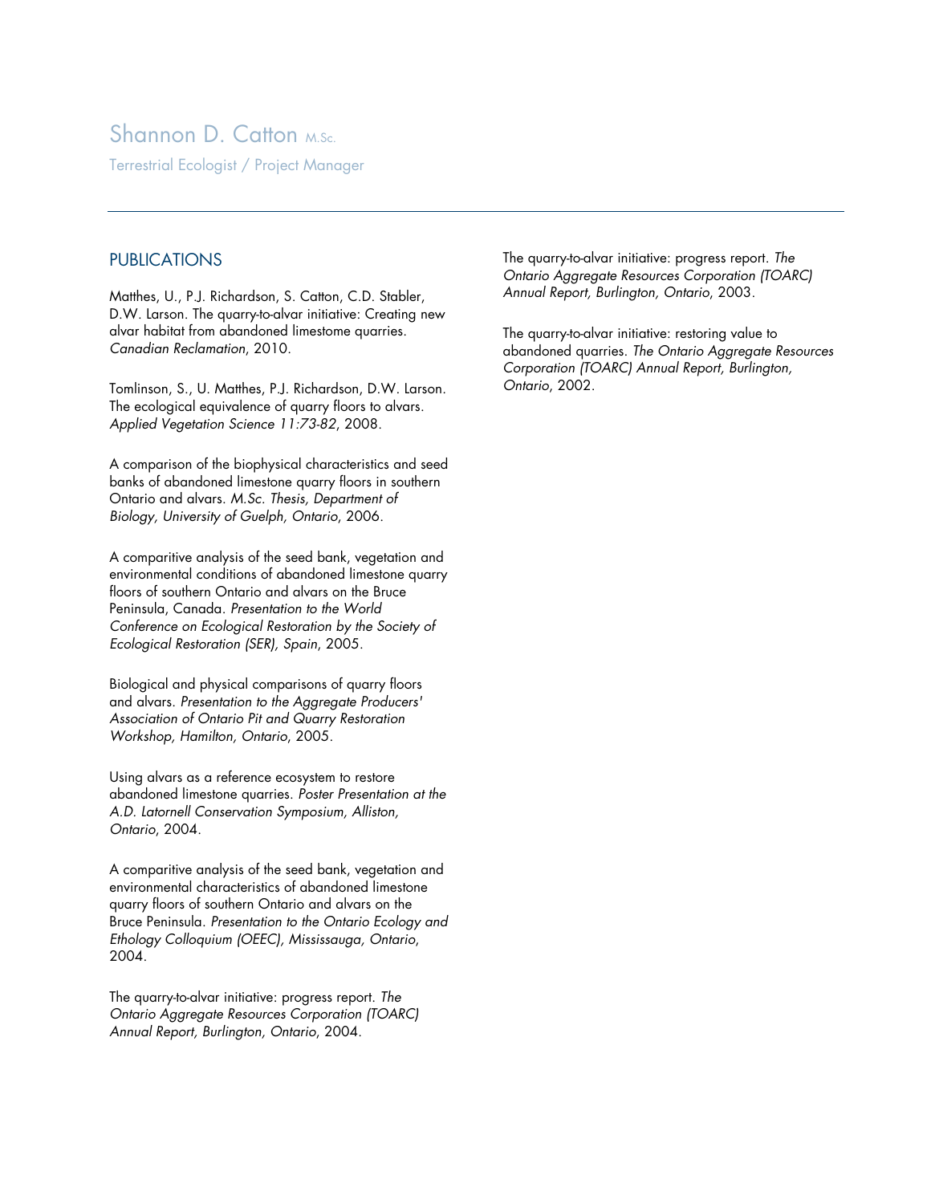# Shannon D. Catton M.Sc.

Terrestrial Ecologist / Project Manager

---

## PUBLICATIONS

Matthes, U., P.J. Richardson, S. Catton, C.D. Stabler, D.W. Larson. The quarry-to-alvar initiative: Creating new alvar habitat from abandoned limestone quarries. *Canadian Reclamation*, 2010.

Tomlinson, S., U. Matthes, P.J. Richardson, D.W. Larson. The ecological equivalence of quarry floors to alvars. *Applied Vegetation Science 11:73-82*, 2008.

A comparison of the biophysical characteristics and seed banks of abandoned limestone quarry floors in southern Ontario and alvars. *M.Sc. Thesis, Department of Biology, University of Guelph, Ontario*, 2006.

A comparitive analysis of the seed bank, vegetation and environmental conditions of abandoned limestone quarry floors of southern Ontario and alvars on the Bruce Peninsula, Canada. *Presentation to the World Conference on Ecological Restoration by the Society of Ecological Restoration (SER), Spain*, 2005.

Biological and physical comparisons of quarry floors and alvars. *Presentation to the Aggregate Producers' Association of Ontario Pit and Quarry Restoration Workshop, Hamilton, Ontario*, 2005.

Using alvars as a reference ecosystem to restore abandoned limestone quarries. *Poster Presentation at the A.D. Latornell Conservation Symposium, Alliston, Ontario*, 2004.

A comparitive analysis of the seed bank, vegetation and environmental characteristics of abandoned limestone quarry floors of southern Ontario and alvars on the Bruce Peninsula. *Presentation to the Ontario Ecology and Ethology Colloquium (OEEC), Mississauga, Ontario*, 2004.

The quarry-to-alvar initiative: progress report. *The Ontario Aggregate Resources Corporation (TOARC) Annual Report, Burlington, Ontario*, 2004.

The quarry-to-alvar initiative: progress report. *The Ontario Aggregate Resources Corporation (TOARC) Annual Report, Burlington, Ontario*, 2003.

The quarry-to-alvar initiative: restoring value to abandoned quarries. *The Ontario Aggregate Resources Corporation (TOARC) Annual Report, Burlington, Ontario*, 2002.